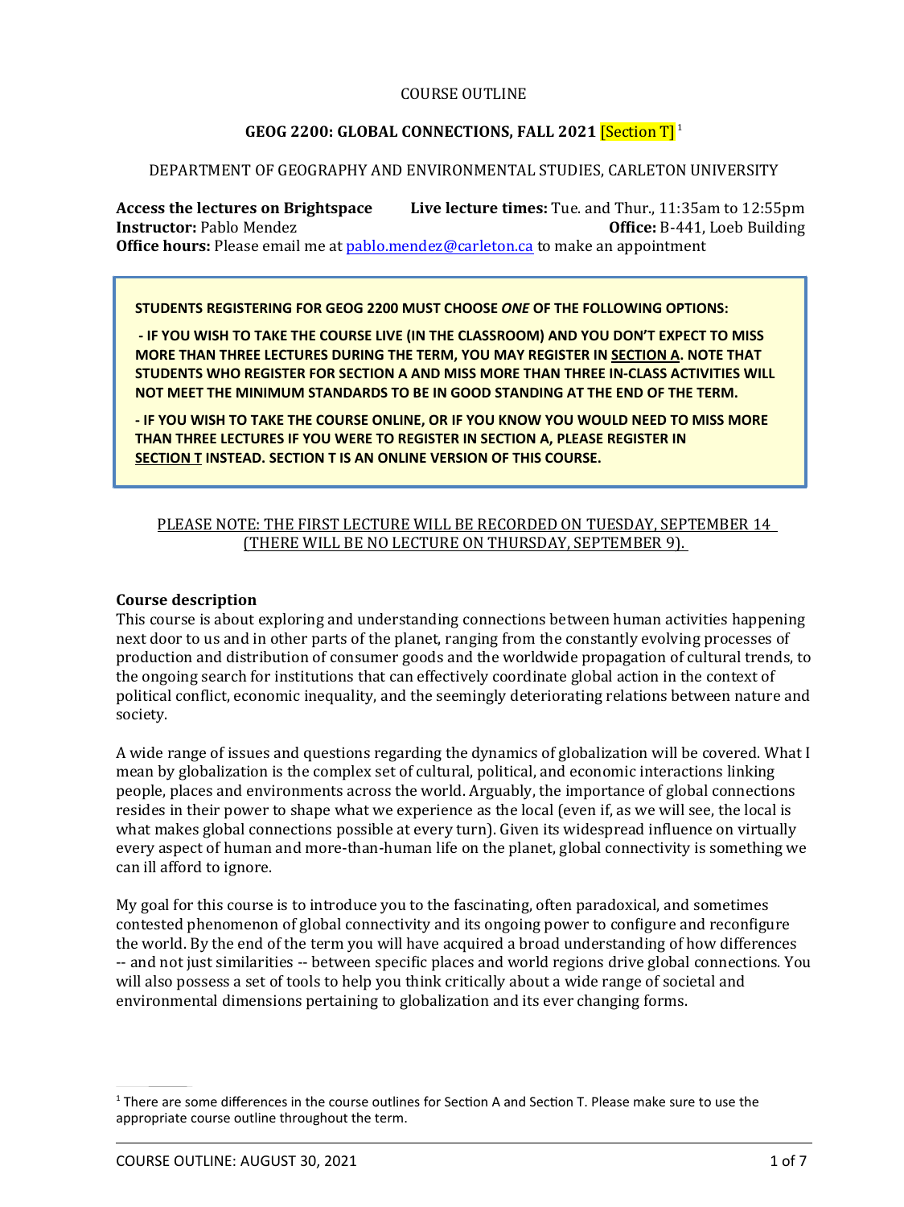COURSE OUTLINE

# GEOG 2200: GLOBAL CONNECTIONS, FALL 2021 [Section T][1]

DEPARTMENT OF GEOGRAPHY AND ENVIRONMENTAL STUDIES, CARLETON UNIVERSITY

**Access the lectures on Brightspace** **Live lecture times:** Tue. and Thur., 11:35am to 12:55pm
**Instructor:** Pablo Mendez **Office:** B-441, Loeb Building
**Office hours:** Please email me at pablo.mendez@carleton.ca to make an appointment

> **STUDENTS REGISTERING FOR GEOG 2200 MUST CHOOSE *ONE* OF THE FOLLOWING OPTIONS:**
>
> **- IF YOU WISH TO TAKE THE COURSE LIVE (IN THE CLASSROOM) AND YOU DON'T EXPECT TO MISS MORE THAN THREE LECTURES DURING THE TERM, YOU MAY REGISTER IN <u>SECTION A</u>. NOTE THAT STUDENTS WHO REGISTER FOR SECTION A AND MISS MORE THAN THREE IN-CLASS ACTIVITIES WILL NOT MEET THE MINIMUM STANDARDS TO BE IN GOOD STANDING AT THE END OF THE TERM.**
>
> **- IF YOU WISH TO TAKE THE COURSE ONLINE, OR IF YOU KNOW YOU WOULD NEED TO MISS MORE THAN THREE LECTURES IF YOU WERE TO REGISTER IN SECTION A, PLEASE REGISTER IN <u>SECTION T</u> INSTEAD. SECTION T IS AN ONLINE VERSION OF THIS COURSE.**

<u>PLEASE NOTE: THE FIRST LECTURE WILL BE RECORDED ON TUESDAY, SEPTEMBER 14 (THERE WILL BE NO LECTURE ON THURSDAY, SEPTEMBER 9).</u>

## Course description

This course is about exploring and understanding connections between human activities happening next door to us and in other parts of the planet, ranging from the constantly evolving processes of production and distribution of consumer goods and the worldwide propagation of cultural trends, to the ongoing search for institutions that can effectively coordinate global action in the context of political conflict, economic inequality, and the seemingly deteriorating relations between nature and society.

A wide range of issues and questions regarding the dynamics of globalization will be covered. What I mean by globalization is the complex set of cultural, political, and economic interactions linking people, places and environments across the world. Arguably, the importance of global connections resides in their power to shape what we experience as the local (even if, as we will see, the local is what makes global connections possible at every turn). Given its widespread influence on virtually every aspect of human and more-than-human life on the planet, global connectivity is something we can ill afford to ignore.

My goal for this course is to introduce you to the fascinating, often paradoxical, and sometimes contested phenomenon of global connectivity and its ongoing power to configure and reconfigure the world. By the end of the term you will have acquired a broad understanding of how differences -- and not just similarities -- between specific places and world regions drive global connections. You will also possess a set of tools to help you think critically about a wide range of societal and environmental dimensions pertaining to globalization and its ever changing forms.

[1] There are some differences in the course outlines for Section A and Section T. Please make sure to use the appropriate course outline throughout the term.

COURSE OUTLINE: AUGUST 30, 2021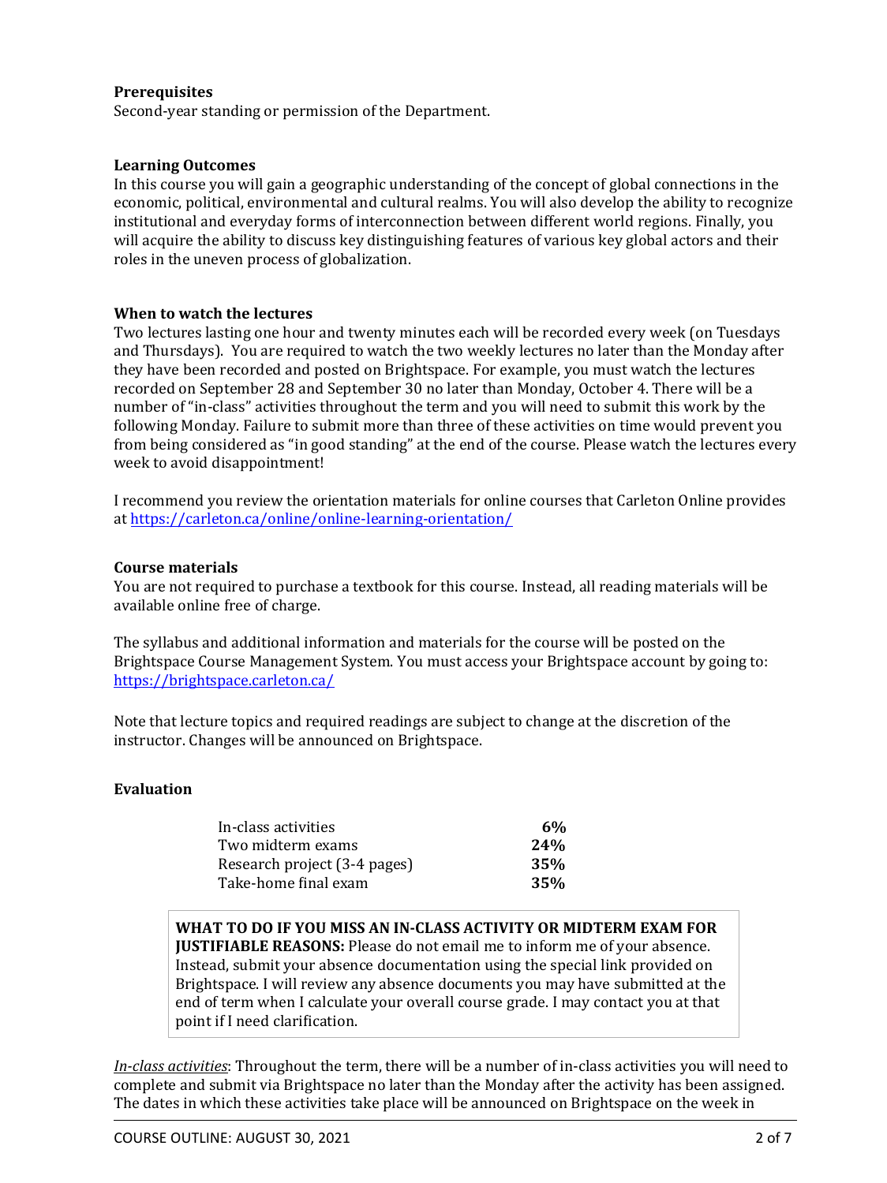**Prerequisites**
Second-year standing or permission of the Department.

**Learning Outcomes**
In this course you will gain a geographic understanding of the concept of global connections in the economic, political, environmental and cultural realms. You will also develop the ability to recognize institutional and everyday forms of interconnection between different world regions. Finally, you will acquire the ability to discuss key distinguishing features of various key global actors and their roles in the uneven process of globalization.

**When to watch the lectures**
Two lectures lasting one hour and twenty minutes each will be recorded every week (on Tuesdays and Thursdays). You are required to watch the two weekly lectures no later than the Monday after they have been recorded and posted on Brightspace. For example, you must watch the lectures recorded on September 28 and September 30 no later than Monday, October 4. There will be a number of "in-class" activities throughout the term and you will need to submit this work by the following Monday. Failure to submit more than three of these activities on time would prevent you from being considered as "in good standing" at the end of the course. Please watch the lectures every week to avoid disappointment!

I recommend you review the orientation materials for online courses that Carleton Online provides at https://carleton.ca/online/online-learning-orientation/

**Course materials**
You are not required to purchase a textbook for this course. Instead, all reading materials will be available online free of charge.

The syllabus and additional information and materials for the course will be posted on the Brightspace Course Management System. You must access your Brightspace account by going to: https://brightspace.carleton.ca/

Note that lecture topics and required readings are subject to change at the discretion of the instructor. Changes will be announced on Brightspace.

**Evaluation**

| | |
|---|---|
| In-class activities | **6%** |
| Two midterm exams | **24%** |
| Research project (3-4 pages) | **35%** |
| Take-home final exam | **35%** |

**WHAT TO DO IF YOU MISS AN IN-CLASS ACTIVITY OR MIDTERM EXAM FOR JUSTIFIABLE REASONS:** Please do not email me to inform me of your absence. Instead, submit your absence documentation using the special link provided on Brightspace. I will review any absence documents you may have submitted at the end of term when I calculate your overall course grade. I may contact you at that point if I need clarification.

*In-class activities*: Throughout the term, there will be a number of in-class activities you will need to complete and submit via Brightspace no later than the Monday after the activity has been assigned. The dates in which these activities take place will be announced on Brightspace on the week in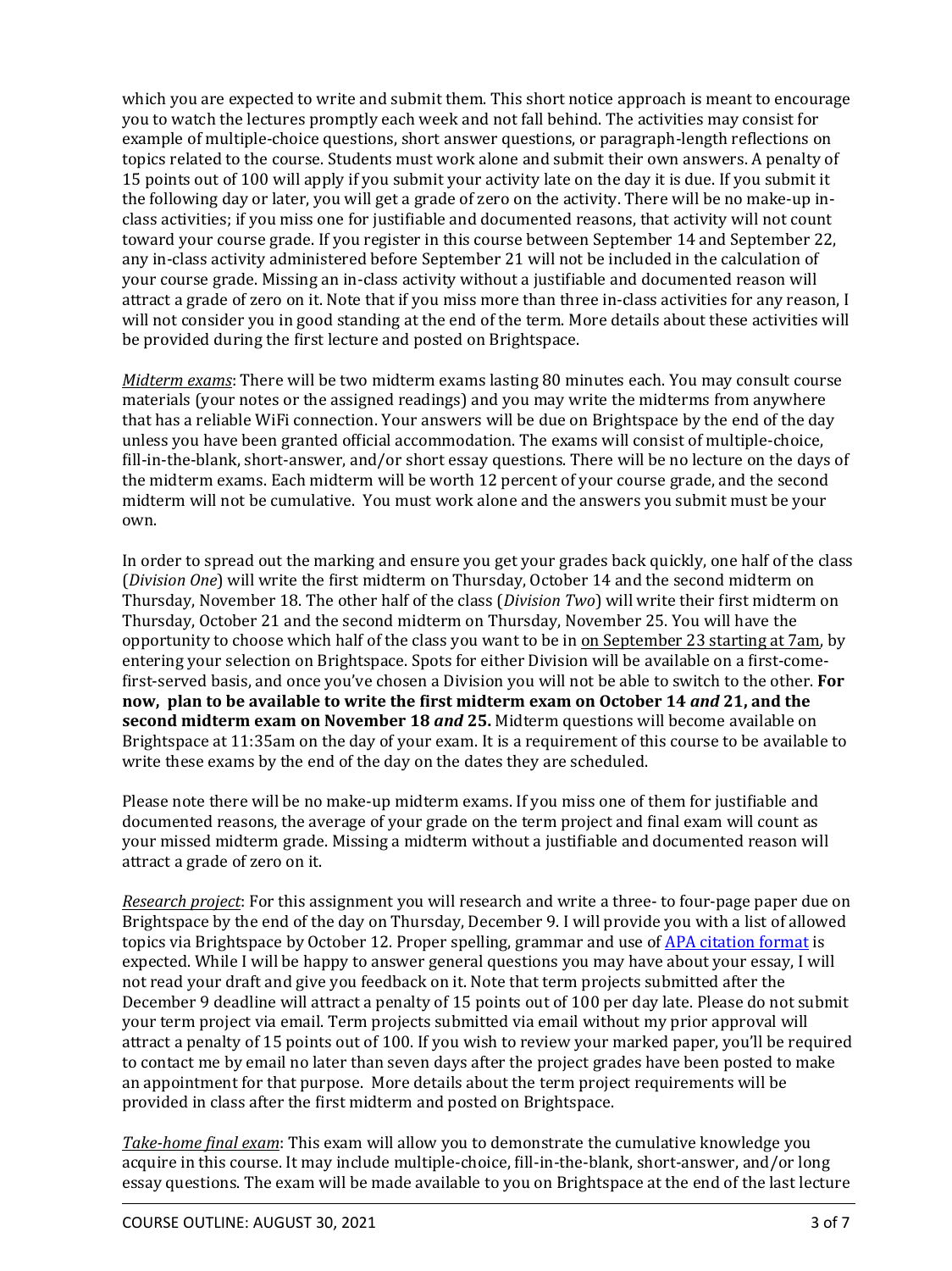which you are expected to write and submit them. This short notice approach is meant to encourage you to watch the lectures promptly each week and not fall behind. The activities may consist for example of multiple-choice questions, short answer questions, or paragraph-length reflections on topics related to the course. Students must work alone and submit their own answers. A penalty of 15 points out of 100 will apply if you submit your activity late on the day it is due. If you submit it the following day or later, you will get a grade of zero on the activity. There will be no make-up in-class activities; if you miss one for justifiable and documented reasons, that activity will not count toward your course grade. If you register in this course between September 14 and September 22, any in-class activity administered before September 21 will not be included in the calculation of your course grade. Missing an in-class activity without a justifiable and documented reason will attract a grade of zero on it. Note that if you miss more than three in-class activities for any reason, I will not consider you in good standing at the end of the term. More details about these activities will be provided during the first lecture and posted on Brightspace.

*Midterm exams*: There will be two midterm exams lasting 80 minutes each. You may consult course materials (your notes or the assigned readings) and you may write the midterms from anywhere that has a reliable WiFi connection. Your answers will be due on Brightspace by the end of the day unless you have been granted official accommodation. The exams will consist of multiple-choice, fill-in-the-blank, short-answer, and/or short essay questions. There will be no lecture on the days of the midterm exams. Each midterm will be worth 12 percent of your course grade, and the second midterm will not be cumulative. You must work alone and the answers you submit must be your own.

In order to spread out the marking and ensure you get your grades back quickly, one half of the class (*Division One*) will write the first midterm on Thursday, October 14 and the second midterm on Thursday, November 18. The other half of the class (*Division Two*) will write their first midterm on Thursday, October 21 and the second midterm on Thursday, November 25. You will have the opportunity to choose which half of the class you want to be in on September 23 starting at 7am, by entering your selection on Brightspace. Spots for either Division will be available on a first-come-first-served basis, and once you've chosen a Division you will not be able to switch to the other. **For now, plan to be available to write the first midterm exam on October 14 *and* 21, and the second midterm exam on November 18 *and* 25.** Midterm questions will become available on Brightspace at 11:35am on the day of your exam. It is a requirement of this course to be available to write these exams by the end of the day on the dates they are scheduled.

Please note there will be no make-up midterm exams. If you miss one of them for justifiable and documented reasons, the average of your grade on the term project and final exam will count as your missed midterm grade. Missing a midterm without a justifiable and documented reason will attract a grade of zero on it.

*Research project*: For this assignment you will research and write a three- to four-page paper due on Brightspace by the end of the day on Thursday, December 9. I will provide you with a list of allowed topics via Brightspace by October 12. Proper spelling, grammar and use of APA citation format is expected. While I will be happy to answer general questions you may have about your essay, I will not read your draft and give you feedback on it. Note that term projects submitted after the December 9 deadline will attract a penalty of 15 points out of 100 per day late. Please do not submit your term project via email. Term projects submitted via email without my prior approval will attract a penalty of 15 points out of 100. If you wish to review your marked paper, you'll be required to contact me by email no later than seven days after the project grades have been posted to make an appointment for that purpose. More details about the term project requirements will be provided in class after the first midterm and posted on Brightspace.

*Take-home final exam*: This exam will allow you to demonstrate the cumulative knowledge you acquire in this course. It may include multiple-choice, fill-in-the-blank, short-answer, and/or long essay questions. The exam will be made available to you on Brightspace at the end of the last lecture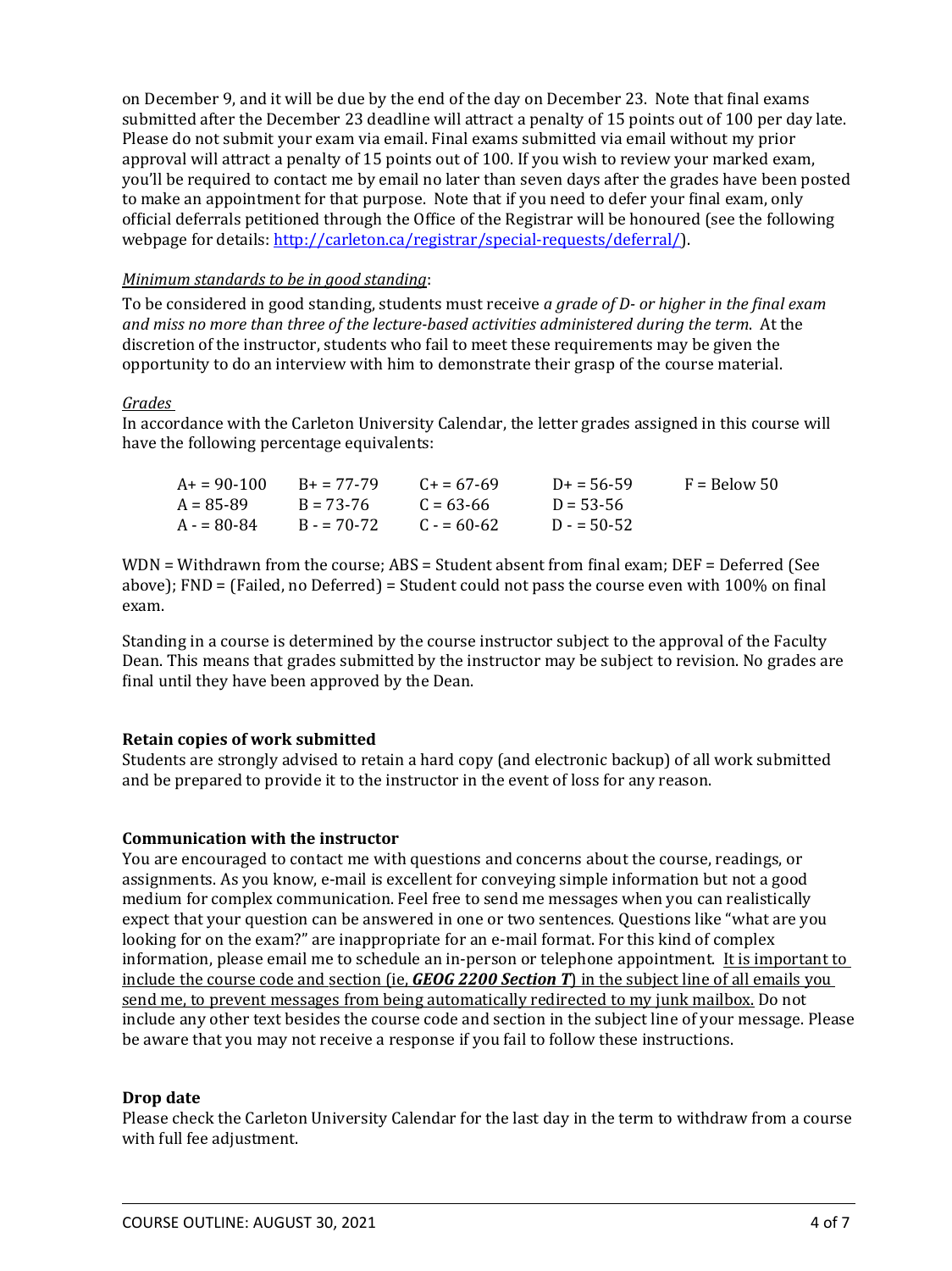on December 9, and it will be due by the end of the day on December 23. Note that final exams submitted after the December 23 deadline will attract a penalty of 15 points out of 100 per day late. Please do not submit your exam via email. Final exams submitted via email without my prior approval will attract a penalty of 15 points out of 100. If you wish to review your marked exam, you'll be required to contact me by email no later than seven days after the grades have been posted to make an appointment for that purpose. Note that if you need to defer your final exam, only official deferrals petitioned through the Office of the Registrar will be honoured (see the following webpage for details: http://carleton.ca/registrar/special-requests/deferral/).

*Minimum standards to be in good standing*:

To be considered in good standing, students must receive *a grade of D- or higher in the final exam and miss no more than three of the lecture-based activities administered during the term*. At the discretion of the instructor, students who fail to meet these requirements may be given the opportunity to do an interview with him to demonstrate their grasp of the course material.

*Grades*

In accordance with the Carleton University Calendar, the letter grades assigned in this course will have the following percentage equivalents:

| | | | | |
|---|---|---|---|---|
| A+ = 90-100 | B+ = 77-79 | C+ = 67-69 | D+ = 56-59 | F = Below 50 |
| A = 85-89 | B = 73-76 | C = 63-66 | D = 53-56 | |
| A - = 80-84 | B - = 70-72 | C - = 60-62 | D - = 50-52 | |

WDN = Withdrawn from the course; ABS = Student absent from final exam; DEF = Deferred (See above); FND = (Failed, no Deferred) = Student could not pass the course even with 100% on final exam.

Standing in a course is determined by the course instructor subject to the approval of the Faculty Dean. This means that grades submitted by the instructor may be subject to revision. No grades are final until they have been approved by the Dean.

**Retain copies of work submitted**

Students are strongly advised to retain a hard copy (and electronic backup) of all work submitted and be prepared to provide it to the instructor in the event of loss for any reason.

**Communication with the instructor**

You are encouraged to contact me with questions and concerns about the course, readings, or assignments. As you know, e-mail is excellent for conveying simple information but not a good medium for complex communication. Feel free to send me messages when you can realistically expect that your question can be answered in one or two sentences. Questions like "what are you looking for on the exam?" are inappropriate for an e-mail format. For this kind of complex information, please email me to schedule an in-person or telephone appointment. It is important to include the course code and section (ie, ***GEOG 2200 Section T***) in the subject line of all emails you send me, to prevent messages from being automatically redirected to my junk mailbox. Do not include any other text besides the course code and section in the subject line of your message. Please be aware that you may not receive a response if you fail to follow these instructions.

**Drop date**

Please check the Carleton University Calendar for the last day in the term to withdraw from a course with full fee adjustment.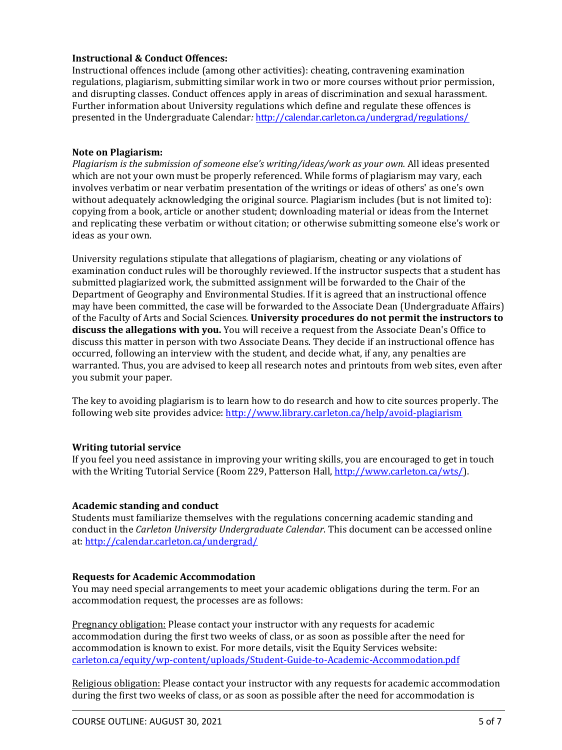**Instructional & Conduct Offences:**
Instructional offences include (among other activities): cheating, contravening examination regulations, plagiarism, submitting similar work in two or more courses without prior permission, and disrupting classes. Conduct offences apply in areas of discrimination and sexual harassment. Further information about University regulations which define and regulate these offences is presented in the Undergraduate Calendar*:* http://calendar.carleton.ca/undergrad/regulations/

**Note on Plagiarism:**
*Plagiarism is the submission of someone else's writing/ideas/work as your own.* All ideas presented which are not your own must be properly referenced. While forms of plagiarism may vary, each involves verbatim or near verbatim presentation of the writings or ideas of others' as one's own without adequately acknowledging the original source. Plagiarism includes (but is not limited to): copying from a book, article or another student; downloading material or ideas from the Internet and replicating these verbatim or without citation; or otherwise submitting someone else's work or ideas as your own.

University regulations stipulate that allegations of plagiarism, cheating or any violations of examination conduct rules will be thoroughly reviewed. If the instructor suspects that a student has submitted plagiarized work, the submitted assignment will be forwarded to the Chair of the Department of Geography and Environmental Studies. If it is agreed that an instructional offence may have been committed, the case will be forwarded to the Associate Dean (Undergraduate Affairs) of the Faculty of Arts and Social Sciences. **University procedures do not permit the instructors to discuss the allegations with you.** You will receive a request from the Associate Dean's Office to discuss this matter in person with two Associate Deans. They decide if an instructional offence has occurred, following an interview with the student, and decide what, if any, any penalties are warranted. Thus, you are advised to keep all research notes and printouts from web sites, even after you submit your paper.

The key to avoiding plagiarism is to learn how to do research and how to cite sources properly. The following web site provides advice: http://www.library.carleton.ca/help/avoid-plagiarism

**Writing tutorial service**
If you feel you need assistance in improving your writing skills, you are encouraged to get in touch with the Writing Tutorial Service (Room 229, Patterson Hall, http://www.carleton.ca/wts/).

**Academic standing and conduct**
Students must familiarize themselves with the regulations concerning academic standing and conduct in the *Carleton University Undergraduate Calendar*. This document can be accessed online at: http://calendar.carleton.ca/undergrad/

**Requests for Academic Accommodation**
You may need special arrangements to meet your academic obligations during the term. For an accommodation request, the processes are as follows:

Pregnancy obligation: Please contact your instructor with any requests for academic accommodation during the first two weeks of class, or as soon as possible after the need for accommodation is known to exist. For more details, visit the Equity Services website: carleton.ca/equity/wp-content/uploads/Student-Guide-to-Academic-Accommodation.pdf

Religious obligation: Please contact your instructor with any requests for academic accommodation during the first two weeks of class, or as soon as possible after the need for accommodation is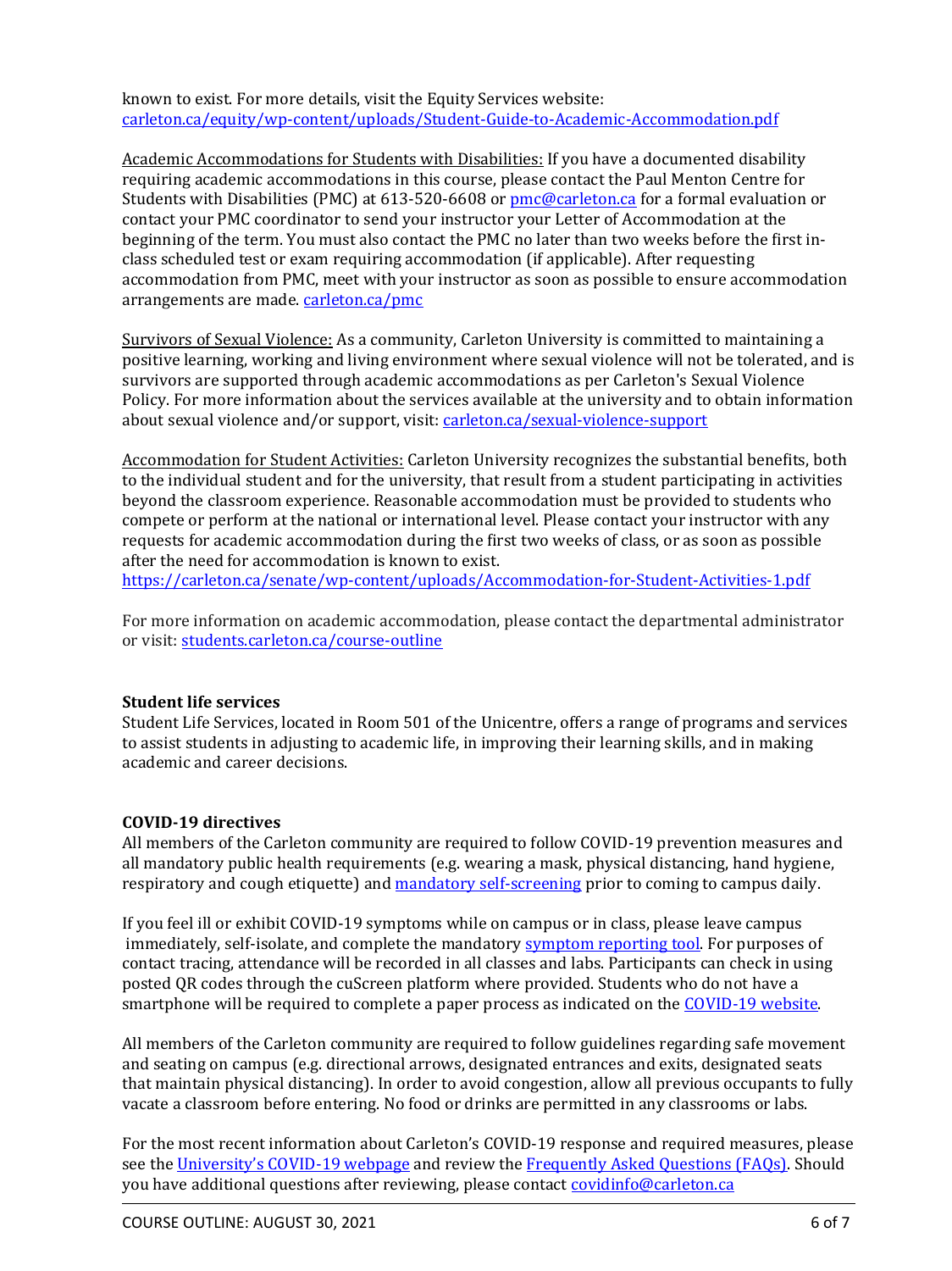known to exist. For more details, visit the Equity Services website: [carleton.ca/equity/wp-content/uploads/Student-Guide-to-Academic-Accommodation.pdf](carleton.ca/equity/wp-content/uploads/Student-Guide-to-Academic-Accommodation.pdf)

Academic Accommodations for Students with Disabilities: If you have a documented disability requiring academic accommodations in this course, please contact the Paul Menton Centre for Students with Disabilities (PMC) at 613-520-6608 or [pmc@carleton.ca](mailto:pmc@carleton.ca) for a formal evaluation or contact your PMC coordinator to send your instructor your Letter of Accommodation at the beginning of the term. You must also contact the PMC no later than two weeks before the first in-class scheduled test or exam requiring accommodation (if applicable). After requesting accommodation from PMC, meet with your instructor as soon as possible to ensure accommodation arrangements are made. [carleton.ca/pmc](carleton.ca/pmc)

Survivors of Sexual Violence: As a community, Carleton University is committed to maintaining a positive learning, working and living environment where sexual violence will not be tolerated, and is survivors are supported through academic accommodations as per Carleton's Sexual Violence Policy. For more information about the services available at the university and to obtain information about sexual violence and/or support, visit: [carleton.ca/sexual-violence-support](carleton.ca/sexual-violence-support)

Accommodation for Student Activities: Carleton University recognizes the substantial benefits, both to the individual student and for the university, that result from a student participating in activities beyond the classroom experience. Reasonable accommodation must be provided to students who compete or perform at the national or international level. Please contact your instructor with any requests for academic accommodation during the first two weeks of class, or as soon as possible after the need for accommodation is known to exist. [https://carleton.ca/senate/wp-content/uploads/Accommodation-for-Student-Activities-1.pdf](https://carleton.ca/senate/wp-content/uploads/Accommodation-for-Student-Activities-1.pdf)

For more information on academic accommodation, please contact the departmental administrator or visit: [students.carleton.ca/course-outline](students.carleton.ca/course-outline)

**Student life services**

Student Life Services, located in Room 501 of the Unicentre, offers a range of programs and services to assist students in adjusting to academic life, in improving their learning skills, and in making academic and career decisions.

**COVID-19 directives**

All members of the Carleton community are required to follow COVID-19 prevention measures and all mandatory public health requirements (e.g. wearing a mask, physical distancing, hand hygiene, respiratory and cough etiquette) and mandatory self-screening prior to coming to campus daily.

If you feel ill or exhibit COVID-19 symptoms while on campus or in class, please leave campus immediately, self-isolate, and complete the mandatory symptom reporting tool. For purposes of contact tracing, attendance will be recorded in all classes and labs. Participants can check in using posted QR codes through the cuScreen platform where provided. Students who do not have a smartphone will be required to complete a paper process as indicated on the COVID-19 website.

All members of the Carleton community are required to follow guidelines regarding safe movement and seating on campus (e.g. directional arrows, designated entrances and exits, designated seats that maintain physical distancing). In order to avoid congestion, allow all previous occupants to fully vacate a classroom before entering. No food or drinks are permitted in any classrooms or labs.

For the most recent information about Carleton's COVID-19 response and required measures, please see the University's COVID-19 webpage and review the Frequently Asked Questions (FAQs). Should you have additional questions after reviewing, please contact [covidinfo@carleton.ca](mailto:covidinfo@carleton.ca)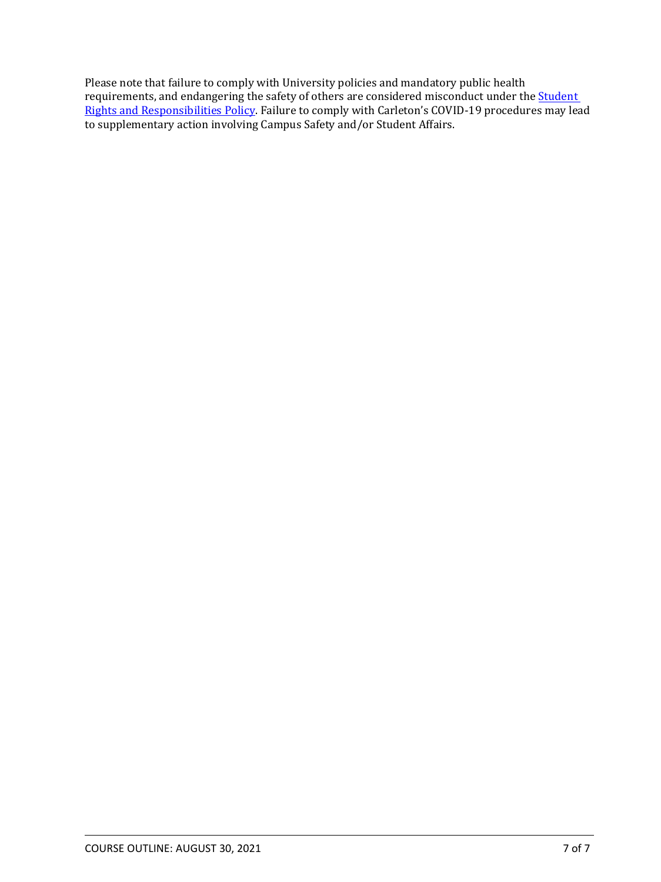Please note that failure to comply with University policies and mandatory public health requirements, and endangering the safety of others are considered misconduct under the [Student Rights and Responsibilities Policy](). Failure to comply with Carleton's COVID-19 procedures may lead to supplementary action involving Campus Safety and/or Student Affairs.